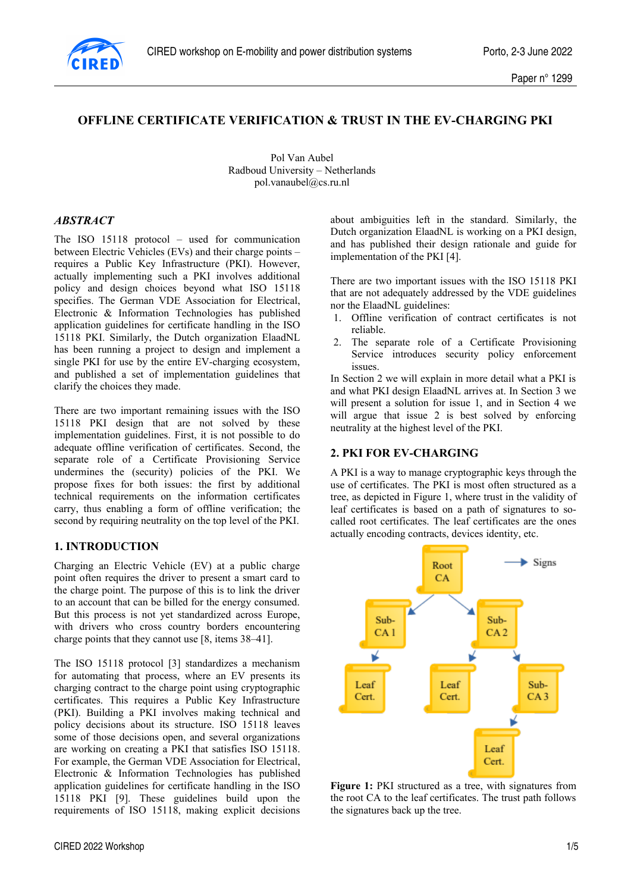# OFFLINE CERTIFICATE VERIFICATION & TRUST IN THE EV-CHARGING PKI

Pol Van Aubel
Radboud University – Netherlands
pol.vanaubel@cs.ru.nl

## *ABSTRACT*

The ISO 15118 protocol – used for communication between Electric Vehicles (EVs) and their charge points – requires a Public Key Infrastructure (PKI). However, actually implementing such a PKI involves additional policy and design choices beyond what ISO 15118 specifies. The German VDE Association for Electrical, Electronic & Information Technologies has published application guidelines for certificate handling in the ISO 15118 PKI. Similarly, the Dutch organization ElaadNL has been running a project to design and implement a single PKI for use by the entire EV-charging ecosystem, and published a set of implementation guidelines that clarify the choices they made.

There are two important remaining issues with the ISO 15118 PKI design that are not solved by these implementation guidelines. First, it is not possible to do adequate offline verification of certificates. Second, the separate role of a Certificate Provisioning Service undermines the (security) policies of the PKI. We propose fixes for both issues: the first by additional technical requirements on the information certificates carry, thus enabling a form of offline verification; the second by requiring neutrality on the top level of the PKI.

## 1. INTRODUCTION

Charging an Electric Vehicle (EV) at a public charge point often requires the driver to present a smart card to the charge point. The purpose of this is to link the driver to an account that can be billed for the energy consumed. But this process is not yet standardized across Europe, with drivers who cross country borders encountering charge points that they cannot use [8, items 38–41].

The ISO 15118 protocol [3] standardizes a mechanism for automating that process, where an EV presents its charging contract to the charge point using cryptographic certificates. This requires a Public Key Infrastructure (PKI). Building a PKI involves making technical and policy decisions about its structure. ISO 15118 leaves some of those decisions open, and several organizations are working on creating a PKI that satisfies ISO 15118. For example, the German VDE Association for Electrical, Electronic & Information Technologies has published application guidelines for certificate handling in the ISO 15118 PKI [9]. These guidelines build upon the requirements of ISO 15118, making explicit decisions about ambiguities left in the standard. Similarly, the Dutch organization ElaadNL is working on a PKI design, and has published their design rationale and guide for implementation of the PKI [4].

There are two important issues with the ISO 15118 PKI that are not adequately addressed by the VDE guidelines nor the ElaadNL guidelines:

1. Offline verification of contract certificates is not reliable.
2. The separate role of a Certificate Provisioning Service introduces security policy enforcement issues.

In Section 2 we will explain in more detail what a PKI is and what PKI design ElaadNL arrives at. In Section 3 we will present a solution for issue 1, and in Section 4 we will argue that issue 2 is best solved by enforcing neutrality at the highest level of the PKI.

## 2. PKI FOR EV-CHARGING

A PKI is a way to manage cryptographic keys through the use of certificates. The PKI is most often structured as a tree, as depicted in Figure 1, where trust in the validity of leaf certificates is based on a path of signatures to so-called root certificates. The leaf certificates are the ones actually encoding contracts, devices identity, etc.

**Figure 1:** PKI structured as a tree, with signatures from the root CA to the leaf certificates. The trust path follows the signatures back up the tree.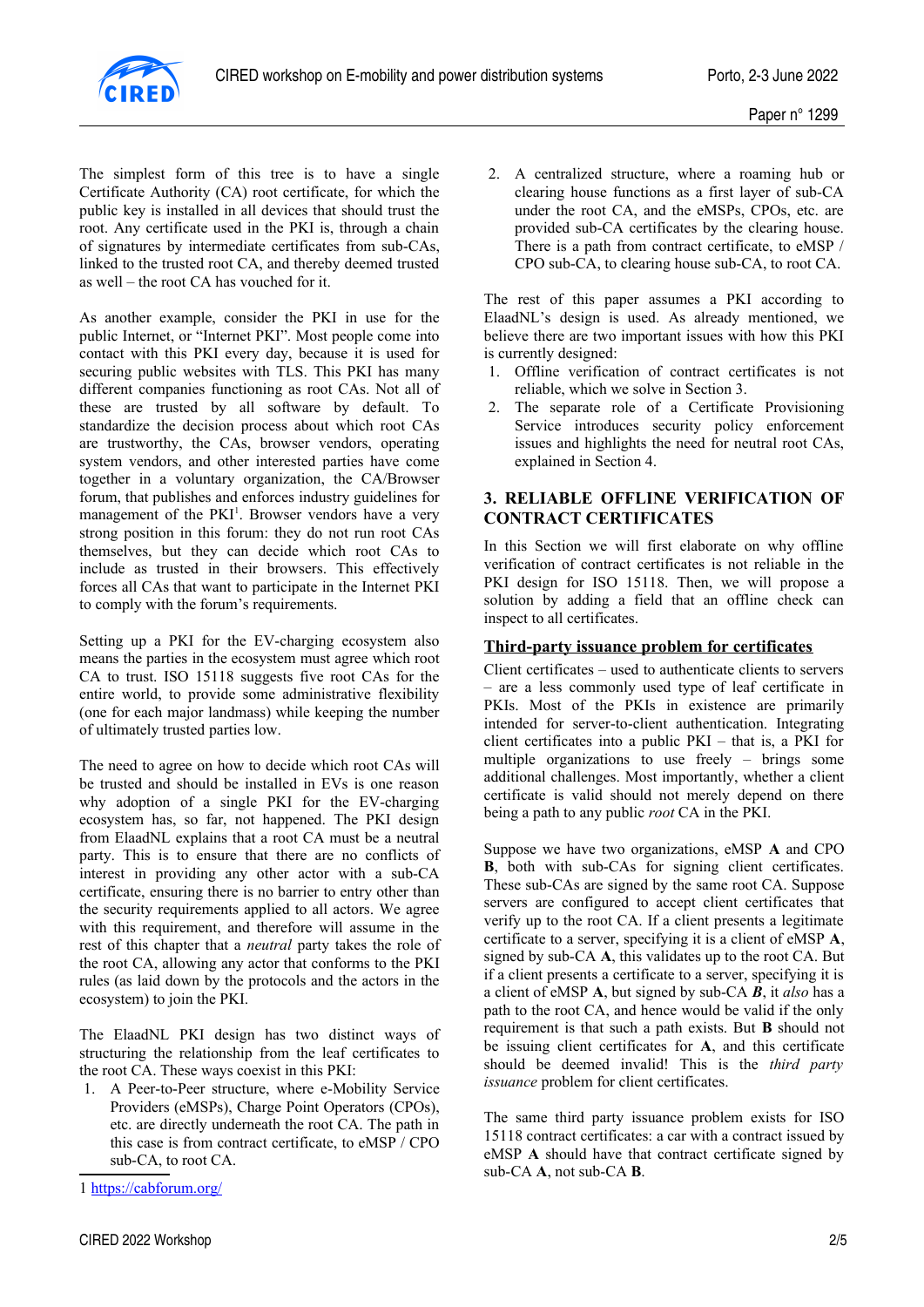The simplest form of this tree is to have a single Certificate Authority (CA) root certificate, for which the public key is installed in all devices that should trust the root. Any certificate used in the PKI is, through a chain of signatures by intermediate certificates from sub-CAs, linked to the trusted root CA, and thereby deemed trusted as well – the root CA has vouched for it.

As another example, consider the PKI in use for the public Internet, or "Internet PKI". Most people come into contact with this PKI every day, because it is used for securing public websites with TLS. This PKI has many different companies functioning as root CAs. Not all of these are trusted by all software by default. To standardize the decision process about which root CAs are trustworthy, the CAs, browser vendors, operating system vendors, and other interested parties have come together in a voluntary organization, the CA/Browser forum, that publishes and enforces industry guidelines for management of the PKI[1]. Browser vendors have a very strong position in this forum: they do not run root CAs themselves, but they can decide which root CAs to include as trusted in their browsers. This effectively forces all CAs that want to participate in the Internet PKI to comply with the forum's requirements.

Setting up a PKI for the EV-charging ecosystem also means the parties in the ecosystem must agree which root CA to trust. ISO 15118 suggests five root CAs for the entire world, to provide some administrative flexibility (one for each major landmass) while keeping the number of ultimately trusted parties low.

The need to agree on how to decide which root CAs will be trusted and should be installed in EVs is one reason why adoption of a single PKI for the EV-charging ecosystem has, so far, not happened. The PKI design from ElaadNL explains that a root CA must be a neutral party. This is to ensure that there are no conflicts of interest in providing any other actor with a sub-CA certificate, ensuring there is no barrier to entry other than the security requirements applied to all actors. We agree with this requirement, and therefore will assume in the rest of this chapter that a *neutral* party takes the role of the root CA, allowing any actor that conforms to the PKI rules (as laid down by the protocols and the actors in the ecosystem) to join the PKI.

The ElaadNL PKI design has two distinct ways of structuring the relationship from the leaf certificates to the root CA. These ways coexist in this PKI:

1. A Peer-to-Peer structure, where e-Mobility Service Providers (eMSPs), Charge Point Operators (CPOs), etc. are directly underneath the root CA. The path in this case is from contract certificate, to eMSP / CPO sub-CA, to root CA.
2. A centralized structure, where a roaming hub or clearing house functions as a first layer of sub-CA under the root CA, and the eMSPs, CPOs, etc. are provided sub-CA certificates by the clearing house. There is a path from contract certificate, to eMSP / CPO sub-CA, to clearing house sub-CA, to root CA.

The rest of this paper assumes a PKI according to ElaadNL's design is used. As already mentioned, we believe there are two important issues with how this PKI is currently designed:

1. Offline verification of contract certificates is not reliable, which we solve in Section 3.
2. The separate role of a Certificate Provisioning Service introduces security policy enforcement issues and highlights the need for neutral root CAs, explained in Section 4.

## 3. RELIABLE OFFLINE VERIFICATION OF CONTRACT CERTIFICATES

In this Section we will first elaborate on why offline verification of contract certificates is not reliable in the PKI design for ISO 15118. Then, we will propose a solution by adding a field that an offline check can inspect to all certificates.

### Third-party issuance problem for certificates

Client certificates – used to authenticate clients to servers – are a less commonly used type of leaf certificate in PKIs. Most of the PKIs in existence are primarily intended for server-to-client authentication. Integrating client certificates into a public PKI – that is, a PKI for multiple organizations to use freely – brings some additional challenges. Most importantly, whether a client certificate is valid should not merely depend on there being a path to any public *root* CA in the PKI.

Suppose we have two organizations, eMSP **A** and CPO **B**, both with sub-CAs for signing client certificates. These sub-CAs are signed by the same root CA. Suppose servers are configured to accept client certificates that verify up to the root CA. If a client presents a legitimate certificate to a server, specifying it is a client of eMSP **A**, signed by sub-CA **A**, this validates up to the root CA. But if a client presents a certificate to a server, specifying it is a client of eMSP **A**, but signed by sub-CA ***B***, it *also* has a path to the root CA, and hence would be valid if the only requirement is that such a path exists. But **B** should not be issuing client certificates for **A**, and this certificate should be deemed invalid! This is the *third party issuance* problem for client certificates.

The same third party issuance problem exists for ISO 15118 contract certificates: a car with a contract issued by eMSP **A** should have that contract certificate signed by sub-CA **A**, not sub-CA **B**.

[1] https://cabforum.org/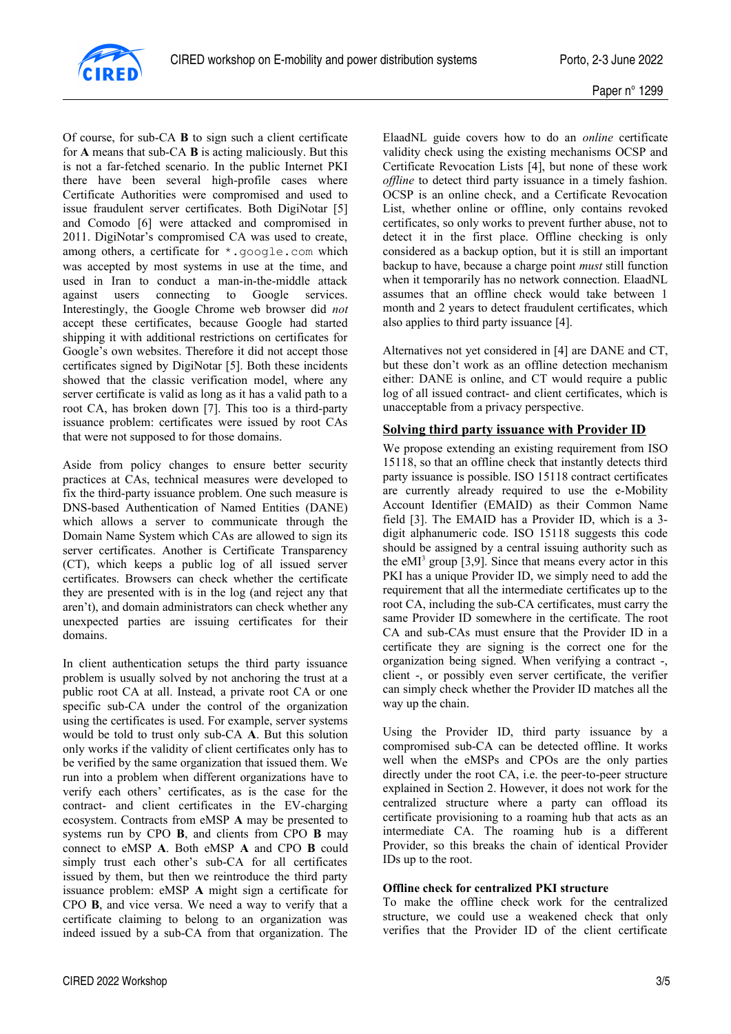Of course, for sub-CA **B** to sign such a client certificate for **A** means that sub-CA **B** is acting maliciously. But this is not a far-fetched scenario. In the public Internet PKI there have been several high-profile cases where Certificate Authorities were compromised and used to issue fraudulent server certificates. Both DigiNotar [5] and Comodo [6] were attacked and compromised in 2011. DigiNotar's compromised CA was used to create, among others, a certificate for `*.google.com` which was accepted by most systems in use at the time, and used in Iran to conduct a man-in-the-middle attack against users connecting to Google services. Interestingly, the Google Chrome web browser did *not* accept these certificates, because Google had started shipping it with additional restrictions on certificates for Google's own websites. Therefore it did not accept those certificates signed by DigiNotar [5]. Both these incidents showed that the classic verification model, where any server certificate is valid as long as it has a valid path to a root CA, has broken down [7]. This too is a third-party issuance problem: certificates were issued by root CAs that were not supposed to for those domains.

Aside from policy changes to ensure better security practices at CAs, technical measures were developed to fix the third-party issuance problem. One such measure is DNS-based Authentication of Named Entities (DANE) which allows a server to communicate through the Domain Name System which CAs are allowed to sign its server certificates. Another is Certificate Transparency (CT), which keeps a public log of all issued server certificates. Browsers can check whether the certificate they are presented with is in the log (and reject any that aren't), and domain administrators can check whether any unexpected parties are issuing certificates for their domains.

In client authentication setups the third party issuance problem is usually solved by not anchoring the trust at a public root CA at all. Instead, a private root CA or one specific sub-CA under the control of the organization using the certificates is used. For example, server systems would be told to trust only sub-CA **A**. But this solution only works if the validity of client certificates only has to be verified by the same organization that issued them. We run into a problem when different organizations have to verify each others' certificates, as is the case for the contract- and client certificates in the EV-charging ecosystem. Contracts from eMSP **A** may be presented to systems run by CPO **B**, and clients from CPO **B** may connect to eMSP **A**. Both eMSP **A** and CPO **B** could simply trust each other's sub-CA for all certificates issued by them, but then we reintroduce the third party issuance problem: eMSP **A** might sign a certificate for CPO **B**, and vice versa. We need a way to verify that a certificate claiming to belong to an organization was indeed issued by a sub-CA from that organization. The ElaadNL guide covers how to do an *online* certificate validity check using the existing mechanisms OCSP and Certificate Revocation Lists [4], but none of these work *offline* to detect third party issuance in a timely fashion. OCSP is an online check, and a Certificate Revocation List, whether online or offline, only contains revoked certificates, so only works to prevent further abuse, not to detect it in the first place. Offline checking is only considered as a backup option, but it is still an important backup to have, because a charge point *must* still function when it temporarily has no network connection. ElaadNL assumes that an offline check would take between 1 month and 2 years to detect fraudulent certificates, which also applies to third party issuance [4].

Alternatives not yet considered in [4] are DANE and CT, but these don't work as an offline detection mechanism either: DANE is online, and CT would require a public log of all issued contract- and client certificates, which is unacceptable from a privacy perspective.

## Solving third party issuance with Provider ID

We propose extending an existing requirement from ISO 15118, so that an offline check that instantly detects third party issuance is possible. ISO 15118 contract certificates are currently already required to use the e-Mobility Account Identifier (EMAID) as their Common Name field [3]. The EMAID has a Provider ID, which is a 3-digit alphanumeric code. ISO 15118 suggests this code should be assigned by a central issuing authority such as the eMI[3] group [3,9]. Since that means every actor in this PKI has a unique Provider ID, we simply need to add the requirement that all the intermediate certificates up to the root CA, including the sub-CA certificates, must carry the same Provider ID somewhere in the certificate. The root CA and sub-CAs must ensure that the Provider ID in a certificate they are signing is the correct one for the organization being signed. When verifying a contract -, client -, or possibly even server certificate, the verifier can simply check whether the Provider ID matches all the way up the chain.

Using the Provider ID, third party issuance by a compromised sub-CA can be detected offline. It works well when the eMSPs and CPOs are the only parties directly under the root CA, i.e. the peer-to-peer structure explained in Section 2. However, it does not work for the centralized structure where a party can offload its certificate provisioning to a roaming hub that acts as an intermediate CA. The roaming hub is a different Provider, so this breaks the chain of identical Provider IDs up to the root.

### Offline check for centralized PKI structure

To make the offline check work for the centralized structure, we could use a weakened check that only verifies that the Provider ID of the client certificate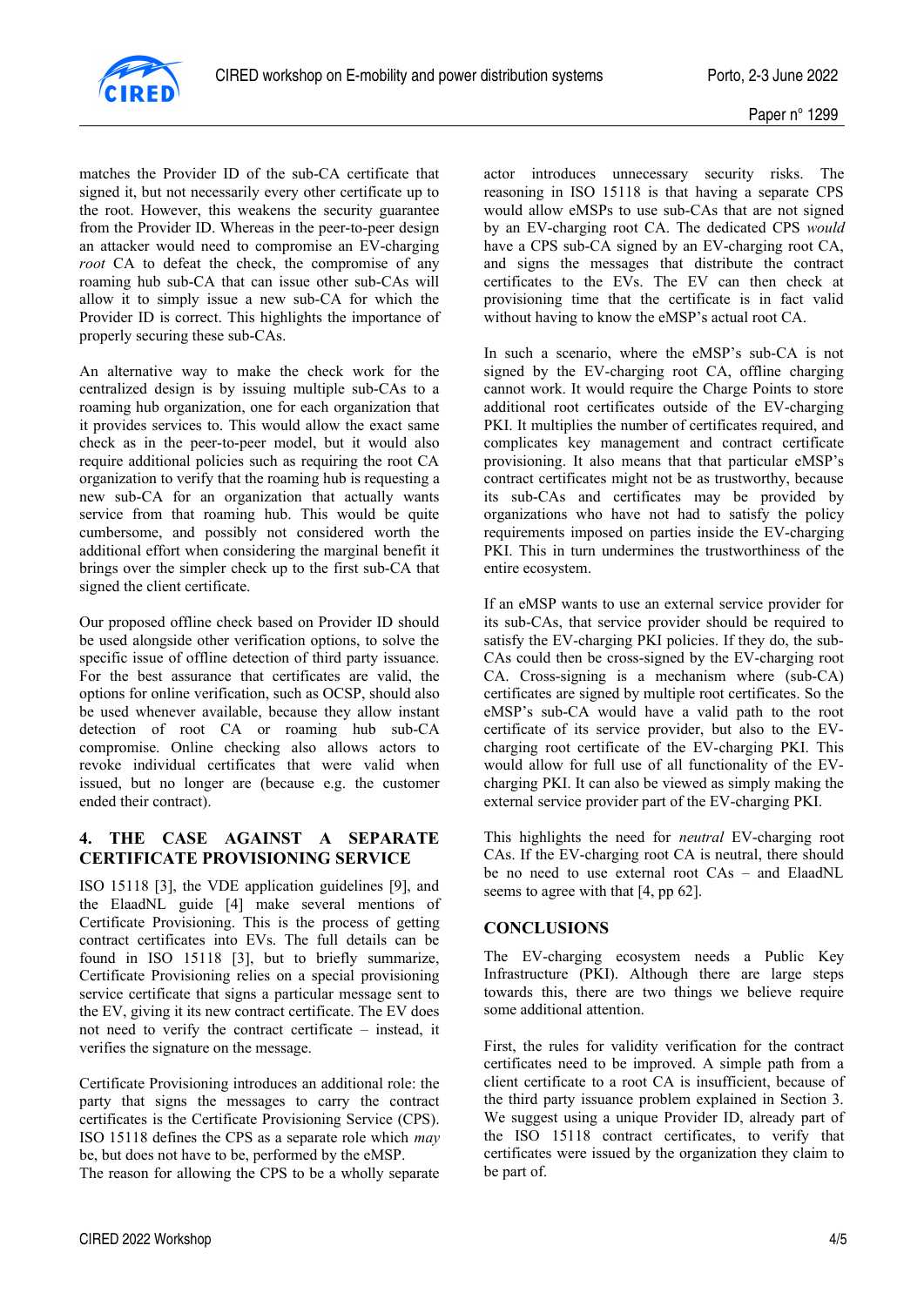matches the Provider ID of the sub-CA certificate that signed it, but not necessarily every other certificate up to the root. However, this weakens the security guarantee from the Provider ID. Whereas in the peer-to-peer design an attacker would need to compromise an EV-charging *root* CA to defeat the check, the compromise of any roaming hub sub-CA that can issue other sub-CAs will allow it to simply issue a new sub-CA for which the Provider ID is correct. This highlights the importance of properly securing these sub-CAs.

An alternative way to make the check work for the centralized design is by issuing multiple sub-CAs to a roaming hub organization, one for each organization that it provides services to. This would allow the exact same check as in the peer-to-peer model, but it would also require additional policies such as requiring the root CA organization to verify that the roaming hub is requesting a new sub-CA for an organization that actually wants service from that roaming hub. This would be quite cumbersome, and possibly not considered worth the additional effort when considering the marginal benefit it brings over the simpler check up to the first sub-CA that signed the client certificate.

Our proposed offline check based on Provider ID should be used alongside other verification options, to solve the specific issue of offline detection of third party issuance. For the best assurance that certificates are valid, the options for online verification, such as OCSP, should also be used whenever available, because they allow instant detection of root CA or roaming hub sub-CA compromise. Online checking also allows actors to revoke individual certificates that were valid when issued, but no longer are (because e.g. the customer ended their contract).

## 4. THE CASE AGAINST A SEPARATE CERTIFICATE PROVISIONING SERVICE

ISO 15118 [3], the VDE application guidelines [9], and the ElaadNL guide [4] make several mentions of Certificate Provisioning. This is the process of getting contract certificates into EVs. The full details can be found in ISO 15118 [3], but to briefly summarize, Certificate Provisioning relies on a special provisioning service certificate that signs a particular message sent to the EV, giving it its new contract certificate. The EV does not need to verify the contract certificate – instead, it verifies the signature on the message.

Certificate Provisioning introduces an additional role: the party that signs the messages to carry the contract certificates is the Certificate Provisioning Service (CPS). ISO 15118 defines the CPS as a separate role which *may* be, but does not have to be, performed by the eMSP. The reason for allowing the CPS to be a wholly separate actor introduces unnecessary security risks. The reasoning in ISO 15118 is that having a separate CPS would allow eMSPs to use sub-CAs that are not signed by an EV-charging root CA. The dedicated CPS *would* have a CPS sub-CA signed by an EV-charging root CA, and signs the messages that distribute the contract certificates to the EVs. The EV can then check at provisioning time that the certificate is in fact valid without having to know the eMSP's actual root CA.

In such a scenario, where the eMSP's sub-CA is not signed by the EV-charging root CA, offline charging cannot work. It would require the Charge Points to store additional root certificates outside of the EV-charging PKI. It multiplies the number of certificates required, and complicates key management and contract certificate provisioning. It also means that that particular eMSP's contract certificates might not be as trustworthy, because its sub-CAs and certificates may be provided by organizations who have not had to satisfy the policy requirements imposed on parties inside the EV-charging PKI. This in turn undermines the trustworthiness of the entire ecosystem.

If an eMSP wants to use an external service provider for its sub-CAs, that service provider should be required to satisfy the EV-charging PKI policies. If they do, the sub-CAs could then be cross-signed by the EV-charging root CA. Cross-signing is a mechanism where (sub-CA) certificates are signed by multiple root certificates. So the eMSP's sub-CA would have a valid path to the root certificate of its service provider, but also to the EV-charging root certificate of the EV-charging PKI. This would allow for full use of all functionality of the EV-charging PKI. It can also be viewed as simply making the external service provider part of the EV-charging PKI.

This highlights the need for *neutral* EV-charging root CAs. If the EV-charging root CA is neutral, there should be no need to use external root CAs – and ElaadNL seems to agree with that [4, pp 62].

## CONCLUSIONS

The EV-charging ecosystem needs a Public Key Infrastructure (PKI). Although there are large steps towards this, there are two things we believe require some additional attention.

First, the rules for validity verification for the contract certificates need to be improved. A simple path from a client certificate to a root CA is insufficient, because of the third party issuance problem explained in Section 3. We suggest using a unique Provider ID, already part of the ISO 15118 contract certificates, to verify that certificates were issued by the organization they claim to be part of.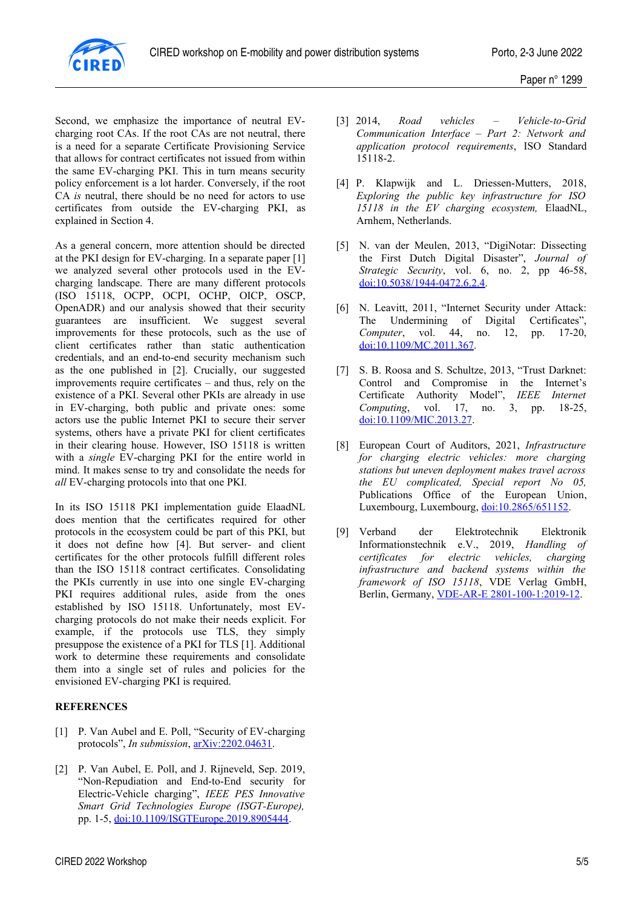Second, we emphasize the importance of neutral EV-charging root CAs. If the root CAs are not neutral, there is a need for a separate Certificate Provisioning Service that allows for contract certificates not issued from within the same EV-charging PKI. This in turn means security policy enforcement is a lot harder. Conversely, if the root CA *is* neutral, there should be no need for actors to use certificates from outside the EV-charging PKI, as explained in Section 4.

As a general concern, more attention should be directed at the PKI design for EV-charging. In a separate paper [1] we analyzed several other protocols used in the EV-charging landscape. There are many different protocols (ISO 15118, OCPP, OCPI, OCHP, OICP, OSCP, OpenADR) and our analysis showed that their security guarantees are insufficient. We suggest several improvements for these protocols, such as the use of client certificates rather than static authentication credentials, and an end-to-end security mechanism such as the one published in [2]. Crucially, our suggested improvements require certificates – and thus, rely on the existence of a PKI. Several other PKIs are already in use in EV-charging, both public and private ones: some actors use the public Internet PKI to secure their server systems, others have a private PKI for client certificates in their clearing house. However, ISO 15118 is written with a *single* EV-charging PKI for the entire world in mind. It makes sense to try and consolidate the needs for *all* EV-charging protocols into that one PKI.

In its ISO 15118 PKI implementation guide ElaadNL does mention that the certificates required for other protocols in the ecosystem could be part of this PKI, but it does not define how [4]. But server- and client certificates for the other protocols fulfill different roles than the ISO 15118 contract certificates. Consolidating the PKIs currently in use into one single EV-charging PKI requires additional rules, aside from the ones established by ISO 15118. Unfortunately, most EV-charging protocols do not make their needs explicit. For example, if the protocols use TLS, they simply presuppose the existence of a PKI for TLS [1]. Additional work to determine these requirements and consolidate them into a single set of rules and policies for the envisioned EV-charging PKI is required.

## REFERENCES

[1] P. Van Aubel and E. Poll, "Security of EV-charging protocols", *In submission*, arXiv:2202.04631.

[2] P. Van Aubel, E. Poll, and J. Rijneveld, Sep. 2019, "Non-Repudiation and End-to-End security for Electric-Vehicle charging", *IEEE PES Innovative Smart Grid Technologies Europe (ISGT-Europe)*, pp. 1-5, doi:10.1109/ISGTEurope.2019.8905444.

[3] 2014, *Road vehicles – Vehicle-to-Grid Communication Interface – Part 2: Network and application protocol requirements*, ISO Standard 15118-2.

[4] P. Klapwijk and L. Driessen-Mutters, 2018, *Exploring the public key infrastructure for ISO 15118 in the EV charging ecosystem,* ElaadNL, Arnhem, Netherlands.

[5] N. van der Meulen, 2013, "DigiNotar: Dissecting the First Dutch Digital Disaster", *Journal of Strategic Security*, vol. 6, no. 2, pp 46-58, doi:10.5038/1944-0472.6.2.4.

[6] N. Leavitt, 2011, "Internet Security under Attack: The Undermining of Digital Certificates", *Computer*, vol. 44, no. 12, pp. 17-20, doi:10.1109/MC.2011.367.

[7] S. B. Roosa and S. Schultze, 2013, "Trust Darknet: Control and Compromise in the Internet's Certificate Authority Model", *IEEE Internet Computing*, vol. 17, no. 3, pp. 18-25, doi:10.1109/MIC.2013.27.

[8] European Court of Auditors, 2021, *Infrastructure for charging electric vehicles: more charging stations but uneven deployment makes travel across the EU complicated, Special report No 05,* Publications Office of the European Union, Luxembourg, Luxembourg, doi:10.2865/651152.

[9] Verband der Elektrotechnik Elektronik Informationstechnik e.V., 2019, *Handling of certificates for electric vehicles, charging infrastructure and backend systems within the framework of ISO 15118*, VDE Verlag GmbH, Berlin, Germany, VDE-AR-E 2801-100-1:2019-12.